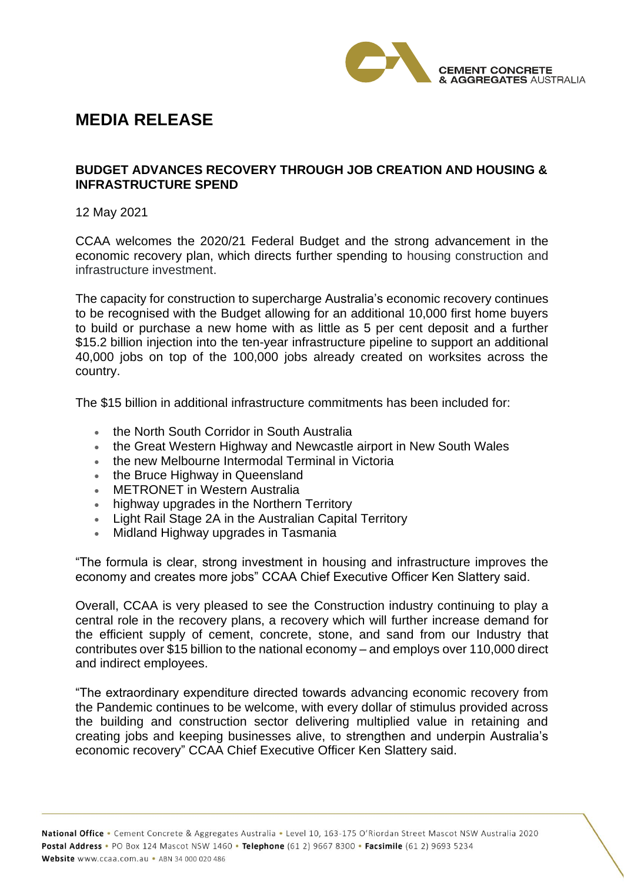# MEDIA RELEASE

## BUDGET ADVANCES RECOVERY THROUGH JOB CREATION AND HOUSING & INFRASTRUCTURE SPEND

12 May 2021

CCAA welcomes the 2020/21 Federal Budget and the strong advancement in the economic recovery plan, which directs further spending to housing construction and infrastructure investment.

The capacity for construction to supercharge Australia's economic recovery continues to be recognised with the Budget allowing for an additional 10,000 first home buyers to build or purchase a new home with as little as 5 per cent deposit and a further $15.2 billion injection into the ten-year infrastructure pipeline to support an additional 40,000 jobs on top of the 100,000 jobs already created on worksites across the country.

The $15 billion in additional infrastructure commitments has been included for:

- the North South Corridor in South Australia
- the Great Western Highway and Newcastle airport in New South Wales
- the new Melbourne Intermodal Terminal in Victoria
- the Bruce Highway in Queensland
- METRONET in Western Australia
- highway upgrades in the Northern Territory
- Light Rail Stage 2A in the Australian Capital Territory
- Midland Highway upgrades in Tasmania

"The formula is clear, strong investment in housing and infrastructure improves the economy and creates more jobs" CCAA Chief Executive Officer Ken Slattery said.

Overall, CCAA is very pleased to see the Construction industry continuing to play a central role in the recovery plans, a recovery which will further increase demand for the efficient supply of cement, concrete, stone, and sand from our Industry that contributes over $15 billion to the national economy – and employs over 110,000 direct and indirect employees.

"The extraordinary expenditure directed towards advancing economic recovery from the Pandemic continues to be welcome, with every dollar of stimulus provided across the building and construction sector delivering multiplied value in retaining and creating jobs and keeping businesses alive, to strengthen and underpin Australia's economic recovery" CCAA Chief Executive Officer Ken Slattery said.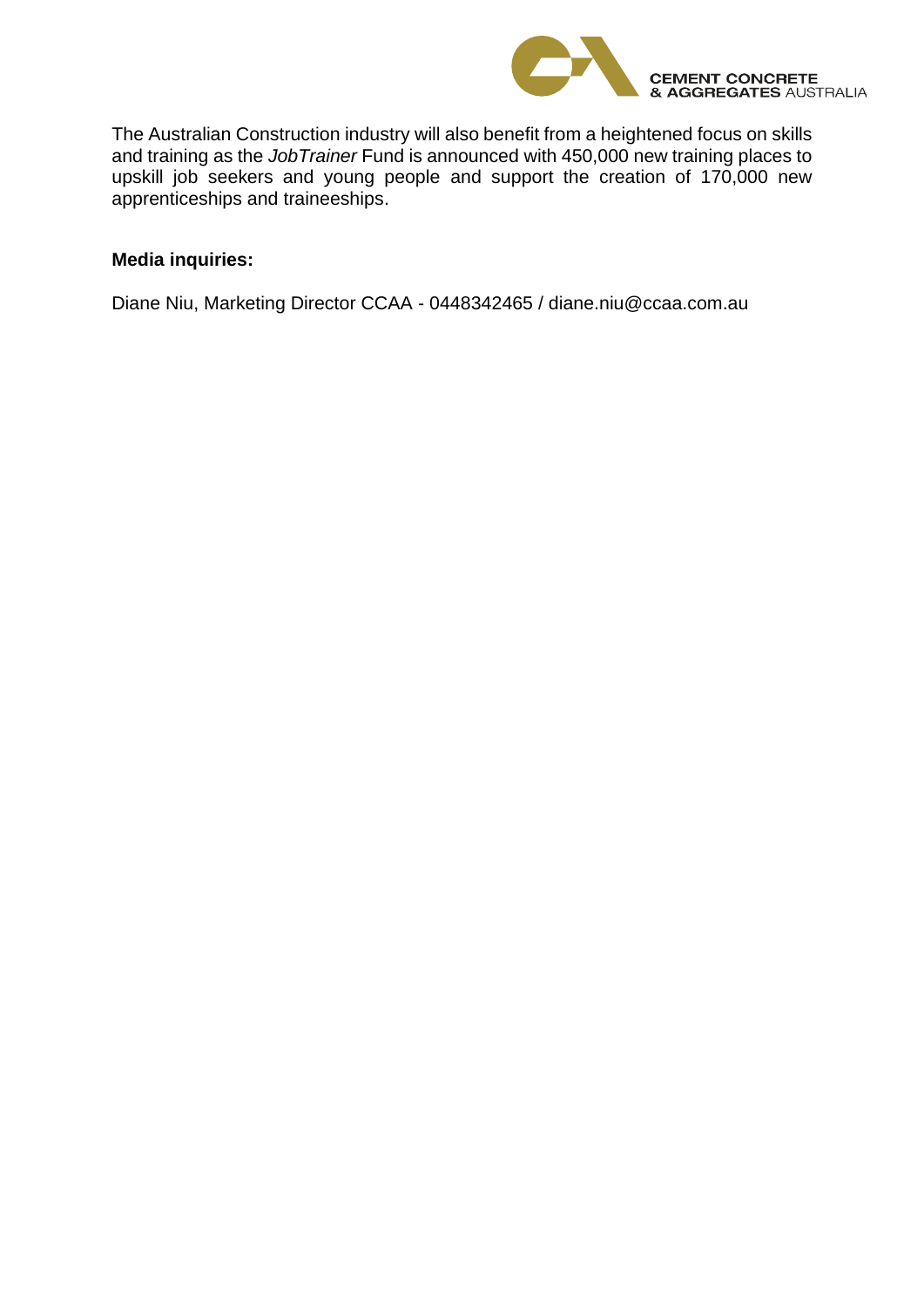The Australian Construction industry will also benefit from a heightened focus on skills and training as the *JobTrainer* Fund is announced with 450,000 new training places to upskill job seekers and young people and support the creation of 170,000 new apprenticeships and traineeships.

**Media inquiries:**

Diane Niu, Marketing Director CCAA - 0448342465 / diane.niu@ccaa.com.au